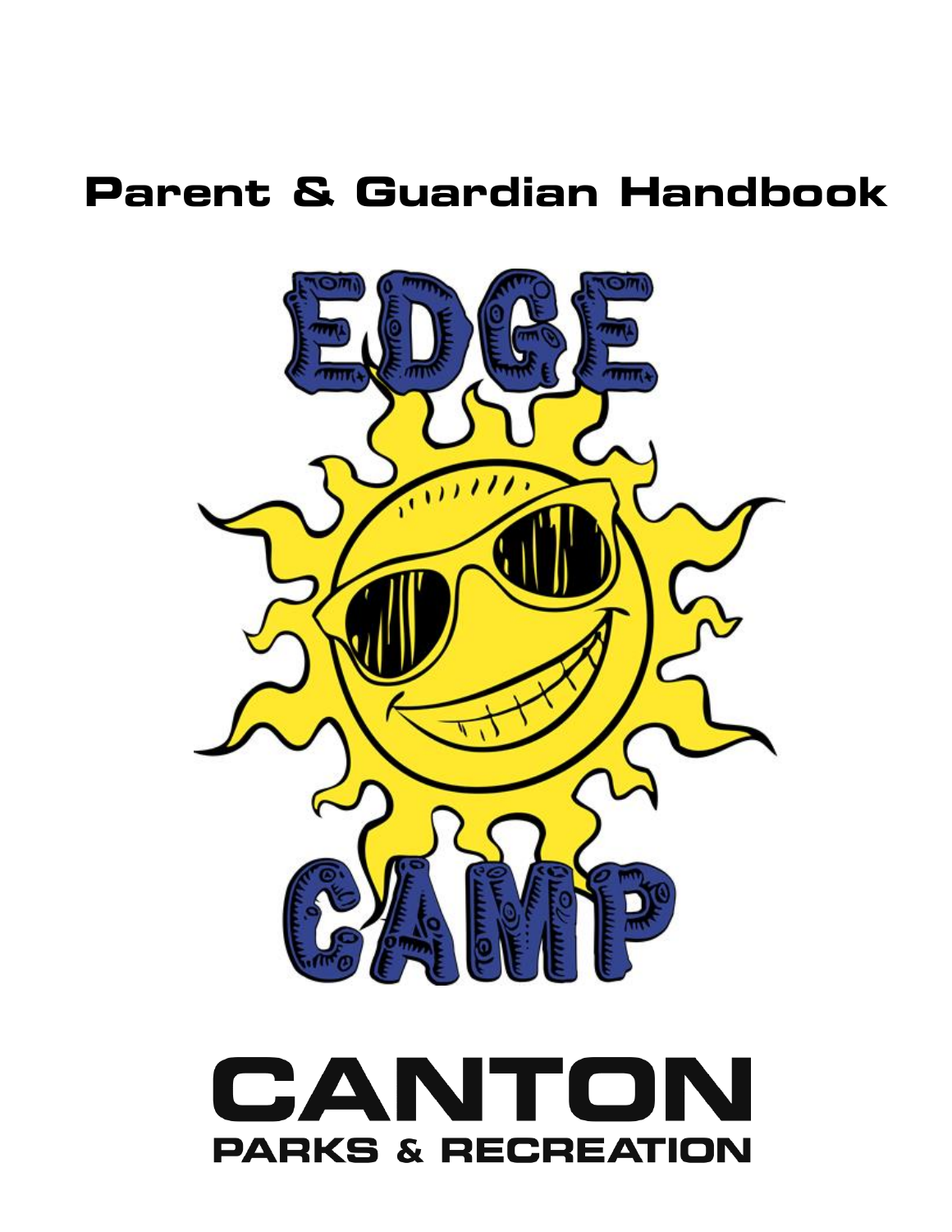# Parent & Guardian Handbook

EDGE CAMP

CANTON
PARKS & RECREATION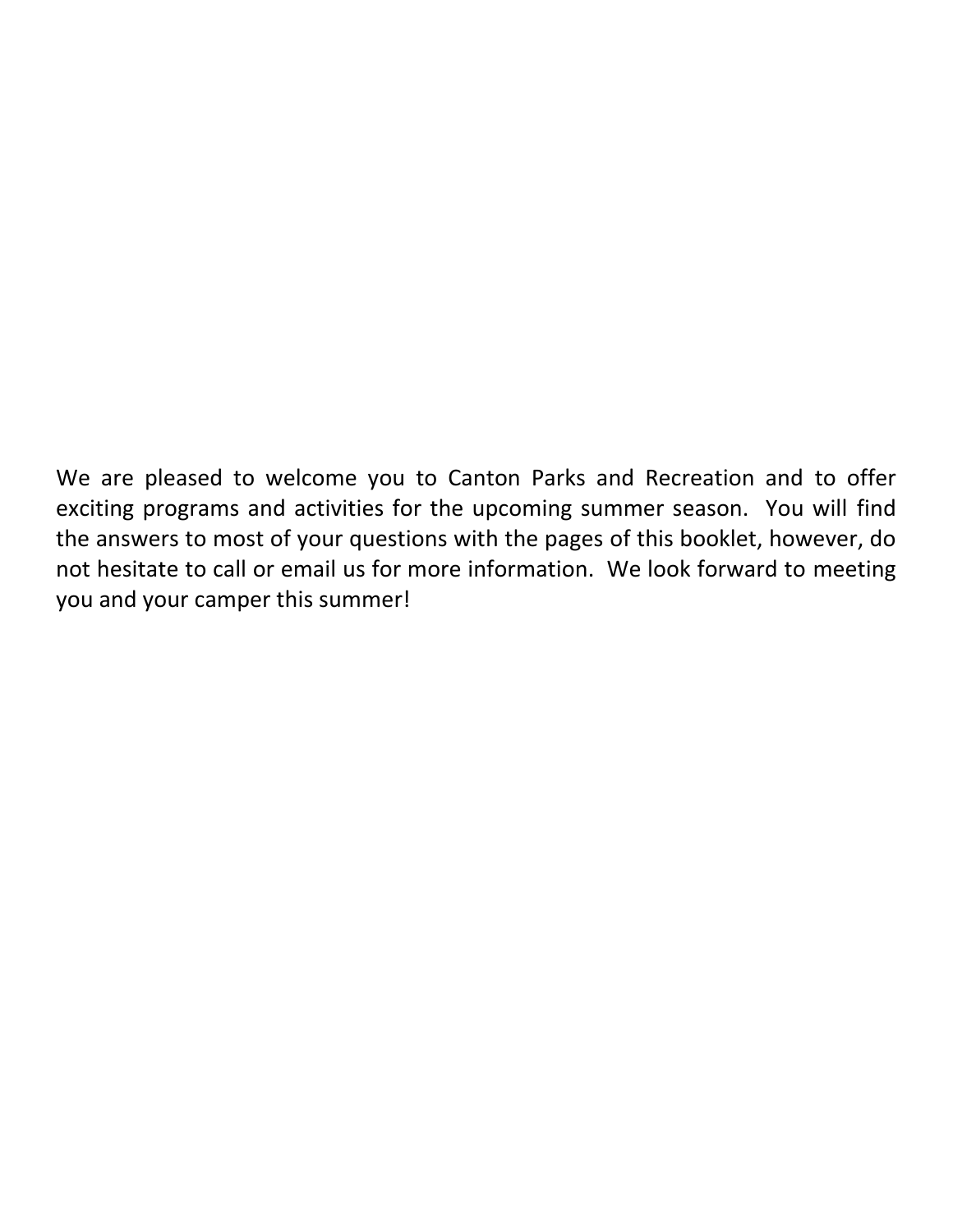We are pleased to welcome you to Canton Parks and Recreation and to offer exciting programs and activities for the upcoming summer season. You will find the answers to most of your questions with the pages of this booklet, however, do not hesitate to call or email us for more information. We look forward to meeting you and your camper this summer!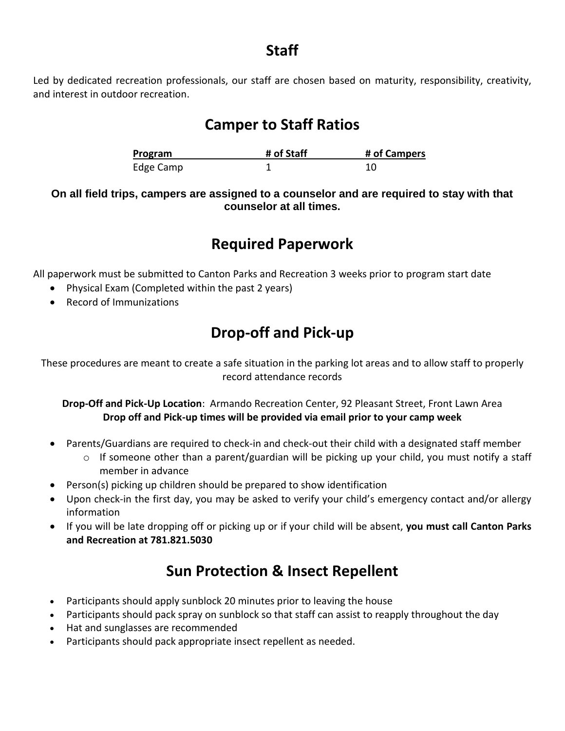## Staff

Led by dedicated recreation professionals, our staff are chosen based on maturity, responsibility, creativity, and interest in outdoor recreation.

## Camper to Staff Ratios

| Program | # of Staff | # of Campers |
|---|---|---|
| Edge Camp | 1 | 10 |

**On all field trips, campers are assigned to a counselor and are required to stay with that counselor at all times.**

## Required Paperwork

All paperwork must be submitted to Canton Parks and Recreation 3 weeks prior to program start date

- Physical Exam (Completed within the past 2 years)
- Record of Immunizations

## Drop-off and Pick-up

These procedures are meant to create a safe situation in the parking lot areas and to allow staff to properly record attendance records

**Drop-Off and Pick-Up Location**: Armando Recreation Center, 92 Pleasant Street, Front Lawn Area

**Drop off and Pick-up times will be provided via email prior to your camp week**

- Parents/Guardians are required to check-in and check-out their child with a designated staff member
  - If someone other than a parent/guardian will be picking up your child, you must notify a staff member in advance
- Person(s) picking up children should be prepared to show identification
- Upon check-in the first day, you may be asked to verify your child's emergency contact and/or allergy information
- If you will be late dropping off or picking up or if your child will be absent, **you must call Canton Parks and Recreation at 781.821.5030**

## Sun Protection & Insect Repellent

- Participants should apply sunblock 20 minutes prior to leaving the house
- Participants should pack spray on sunblock so that staff can assist to reapply throughout the day
- Hat and sunglasses are recommended
- Participants should pack appropriate insect repellent as needed.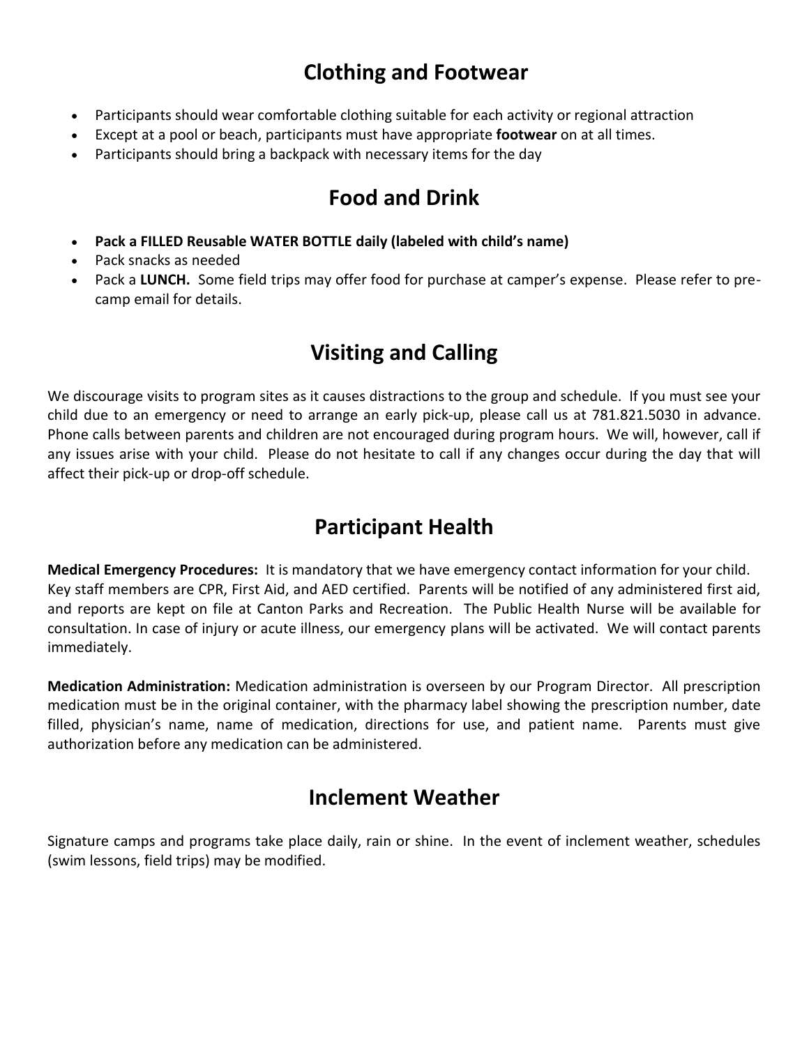## Clothing and Footwear

- Participants should wear comfortable clothing suitable for each activity or regional attraction
- Except at a pool or beach, participants must have appropriate **footwear** on at all times.
- Participants should bring a backpack with necessary items for the day

## Food and Drink

- **Pack a FILLED Reusable WATER BOTTLE daily (labeled with child's name)**
- Pack snacks as needed
- Pack a **LUNCH.** Some field trips may offer food for purchase at camper's expense. Please refer to pre-camp email for details.

## Visiting and Calling

We discourage visits to program sites as it causes distractions to the group and schedule. If you must see your child due to an emergency or need to arrange an early pick-up, please call us at 781.821.5030 in advance. Phone calls between parents and children are not encouraged during program hours. We will, however, call if any issues arise with your child. Please do not hesitate to call if any changes occur during the day that will affect their pick-up or drop-off schedule.

## Participant Health

**Medical Emergency Procedures:** It is mandatory that we have emergency contact information for your child. Key staff members are CPR, First Aid, and AED certified. Parents will be notified of any administered first aid, and reports are kept on file at Canton Parks and Recreation. The Public Health Nurse will be available for consultation. In case of injury or acute illness, our emergency plans will be activated. We will contact parents immediately.

**Medication Administration:** Medication administration is overseen by our Program Director. All prescription medication must be in the original container, with the pharmacy label showing the prescription number, date filled, physician's name, name of medication, directions for use, and patient name. Parents must give authorization before any medication can be administered.

## Inclement Weather

Signature camps and programs take place daily, rain or shine. In the event of inclement weather, schedules (swim lessons, field trips) may be modified.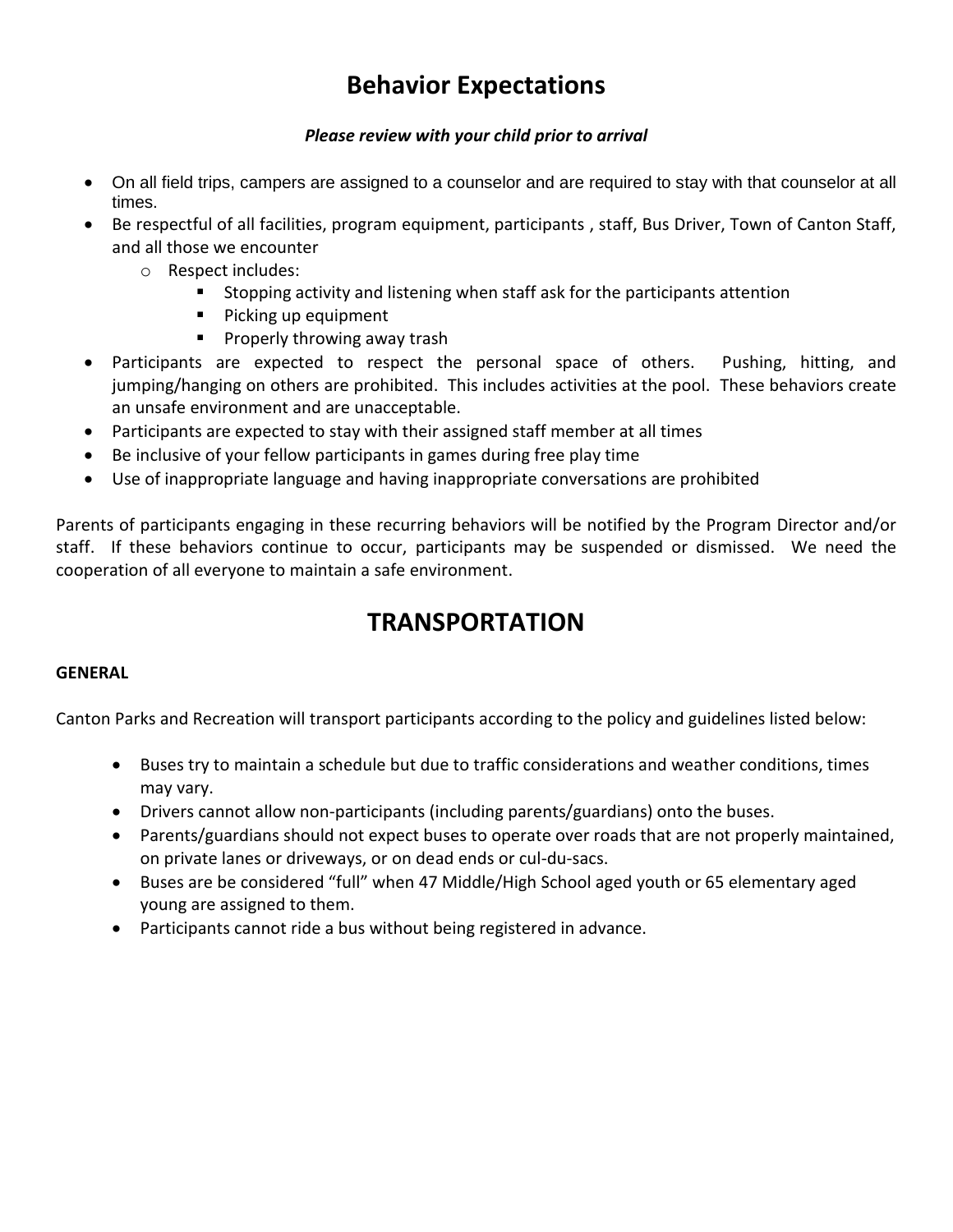# Behavior Expectations

***Please review with your child prior to arrival***

- On all field trips, campers are assigned to a counselor and are required to stay with that counselor at all times.
- Be respectful of all facilities, program equipment, participants , staff, Bus Driver, Town of Canton Staff, and all those we encounter
    - Respect includes:
        - Stopping activity and listening when staff ask for the participants attention
        - Picking up equipment
        - Properly throwing away trash
- Participants are expected to respect the personal space of others. Pushing, hitting, and jumping/hanging on others are prohibited. This includes activities at the pool. These behaviors create an unsafe environment and are unacceptable.
- Participants are expected to stay with their assigned staff member at all times
- Be inclusive of your fellow participants in games during free play time
- Use of inappropriate language and having inappropriate conversations are prohibited

Parents of participants engaging in these recurring behaviors will be notified by the Program Director and/or staff. If these behaviors continue to occur, participants may be suspended or dismissed. We need the cooperation of all everyone to maintain a safe environment.

# TRANSPORTATION

**GENERAL**

Canton Parks and Recreation will transport participants according to the policy and guidelines listed below:

- Buses try to maintain a schedule but due to traffic considerations and weather conditions, times may vary.
- Drivers cannot allow non-participants (including parents/guardians) onto the buses.
- Parents/guardians should not expect buses to operate over roads that are not properly maintained, on private lanes or driveways, or on dead ends or cul-du-sacs.
- Buses are be considered "full" when 47 Middle/High School aged youth or 65 elementary aged young are assigned to them.
- Participants cannot ride a bus without being registered in advance.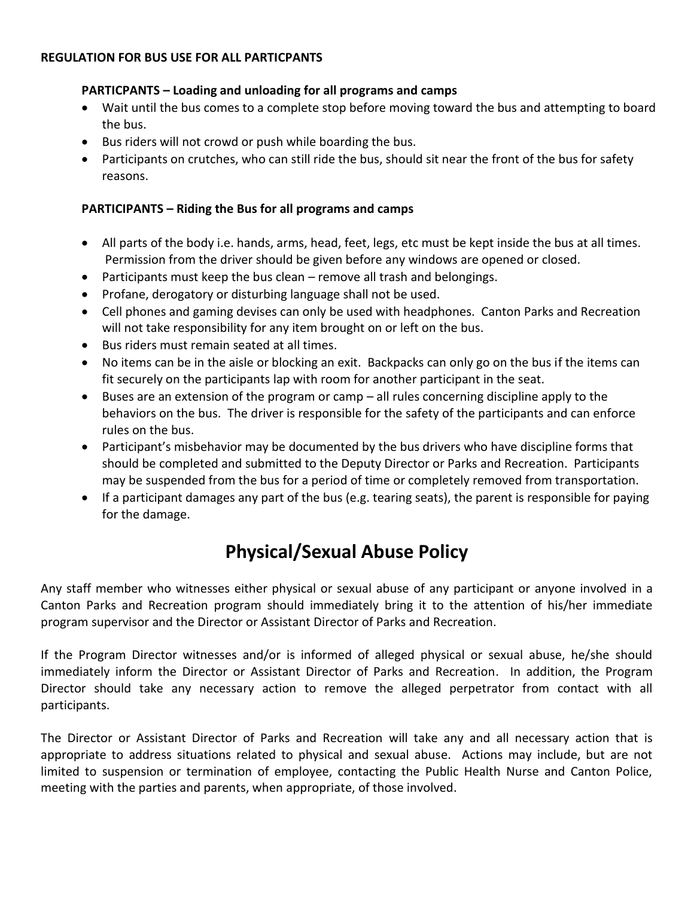**REGULATION FOR BUS USE FOR ALL PARTICPANTS**

**PARTICPANTS – Loading and unloading for all programs and camps**

- Wait until the bus comes to a complete stop before moving toward the bus and attempting to board the bus.
- Bus riders will not crowd or push while boarding the bus.
- Participants on crutches, who can still ride the bus, should sit near the front of the bus for safety reasons.

**PARTICIPANTS – Riding the Bus for all programs and camps**

- All parts of the body i.e. hands, arms, head, feet, legs, etc must be kept inside the bus at all times. Permission from the driver should be given before any windows are opened or closed.
- Participants must keep the bus clean – remove all trash and belongings.
- Profane, derogatory or disturbing language shall not be used.
- Cell phones and gaming devises can only be used with headphones. Canton Parks and Recreation will not take responsibility for any item brought on or left on the bus.
- Bus riders must remain seated at all times.
- No items can be in the aisle or blocking an exit. Backpacks can only go on the bus if the items can fit securely on the participants lap with room for another participant in the seat.
- Buses are an extension of the program or camp – all rules concerning discipline apply to the behaviors on the bus. The driver is responsible for the safety of the participants and can enforce rules on the bus.
- Participant's misbehavior may be documented by the bus drivers who have discipline forms that should be completed and submitted to the Deputy Director or Parks and Recreation. Participants may be suspended from the bus for a period of time or completely removed from transportation.
- If a participant damages any part of the bus (e.g. tearing seats), the parent is responsible for paying for the damage.

# Physical/Sexual Abuse Policy

Any staff member who witnesses either physical or sexual abuse of any participant or anyone involved in a Canton Parks and Recreation program should immediately bring it to the attention of his/her immediate program supervisor and the Director or Assistant Director of Parks and Recreation.

If the Program Director witnesses and/or is informed of alleged physical or sexual abuse, he/she should immediately inform the Director or Assistant Director of Parks and Recreation. In addition, the Program Director should take any necessary action to remove the alleged perpetrator from contact with all participants.

The Director or Assistant Director of Parks and Recreation will take any and all necessary action that is appropriate to address situations related to physical and sexual abuse. Actions may include, but are not limited to suspension or termination of employee, contacting the Public Health Nurse and Canton Police, meeting with the parties and parents, when appropriate, of those involved.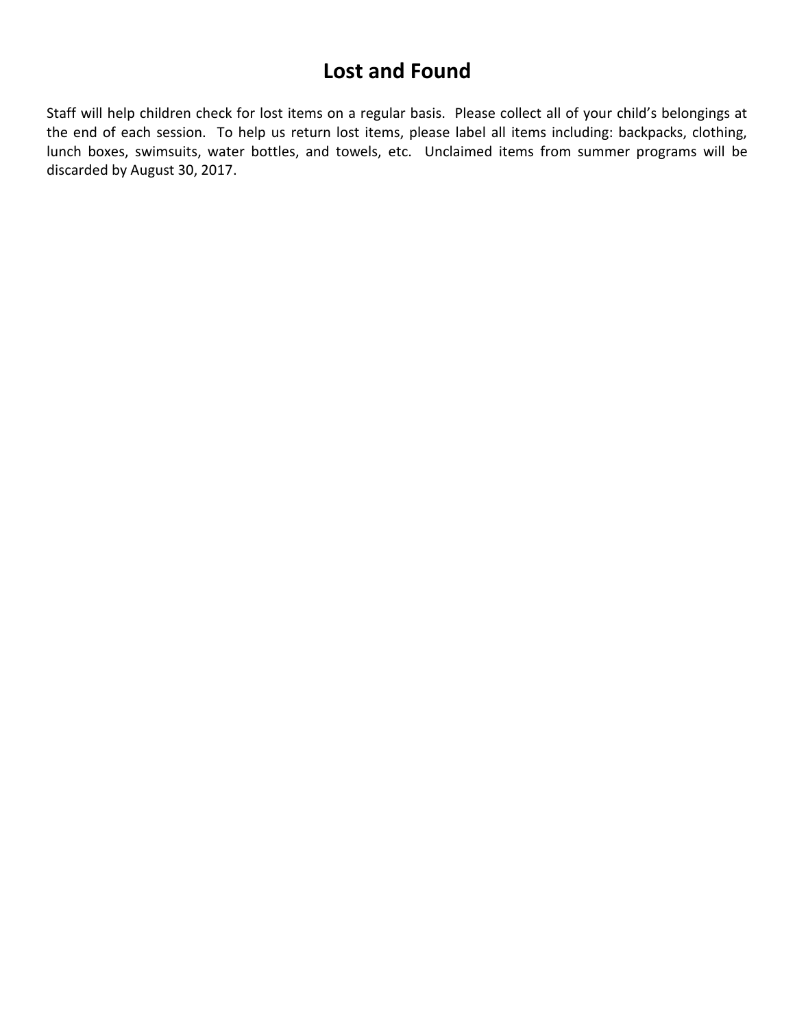# Lost and Found

Staff will help children check for lost items on a regular basis. Please collect all of your child's belongings at the end of each session. To help us return lost items, please label all items including: backpacks, clothing, lunch boxes, swimsuits, water bottles, and towels, etc. Unclaimed items from summer programs will be discarded by August 30, 2017.